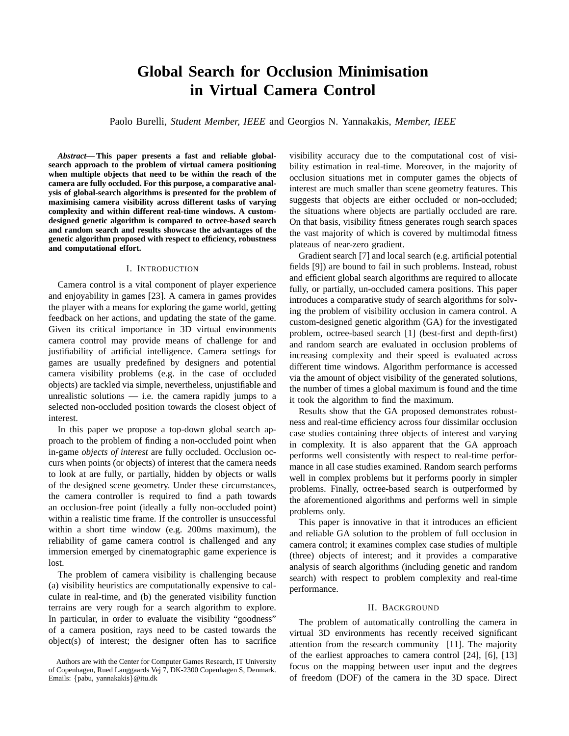# Global Search for Occlusion Minimisation in Virtual Camera Control

Paolo Burelli, *Student Member, IEEE* and Georgios N. Yannakakis, *Member, IEEE*

***Abstract*— This paper presents a fast and reliable global-search approach to the problem of virtual camera positioning when multiple objects that need to be within the reach of the camera are fully occluded. For this purpose, a comparative analysis of global-search algorithms is presented for the problem of maximising camera visibility across different tasks of varying complexity and within different real-time windows. A custom-designed genetic algorithm is compared to octree-based search and random search and results showcase the advantages of the genetic algorithm proposed with respect to efficiency, robustness and computational effort.**

## I. Introduction

Camera control is a vital component of player experience and enjoyability in games [23]. A camera in games provides the player with a means for exploring the game world, getting feedback on her actions, and updating the state of the game. Given its critical importance in 3D virtual environments camera control may provide means of challenge for and justifiability of artificial intelligence. Camera settings for games are usually predefined by designers and potential camera visibility problems (e.g. in the case of occluded objects) are tackled via simple, nevertheless, unjustifiable and unrealistic solutions — i.e. the camera rapidly jumps to a selected non-occluded position towards the closest object of interest.

In this paper we propose a top-down global search approach to the problem of finding a non-occluded point when in-game *objects of interest* are fully occluded. Occlusion occurs when points (or objects) of interest that the camera needs to look at are fully, or partially, hidden by objects or walls of the designed scene geometry. Under these circumstances, the camera controller is required to find a path towards an occlusion-free point (ideally a fully non-occluded point) within a realistic time frame. If the controller is unsuccessful within a short time window (e.g. 200ms maximum), the reliability of game camera control is challenged and any immersion emerged by cinematographic game experience is lost.

The problem of camera visibility is challenging because (a) visibility heuristics are computationally expensive to calculate in real-time, and (b) the generated visibility function terrains are very rough for a search algorithm to explore. In particular, in order to evaluate the visibility "goodness" of a camera position, rays need to be casted towards the object(s) of interest; the designer often has to sacrifice visibility accuracy due to the computational cost of visibility estimation in real-time. Moreover, in the majority of occlusion situations met in computer games the objects of interest are much smaller than scene geometry features. This suggests that objects are either occluded or non-occluded; the situations where objects are partially occluded are rare. On that basis, visibility fitness generates rough search spaces the vast majority of which is covered by multimodal fitness plateaus of near-zero gradient.

Gradient search [7] and local search (e.g. artificial potential fields [9]) are bound to fail in such problems. Instead, robust and efficient global search algorithms are required to allocate fully, or partially, un-occluded camera positions. This paper introduces a comparative study of search algorithms for solving the problem of visibility occlusion in camera control. A custom-designed genetic algorithm (GA) for the investigated problem, octree-based search [1] (best-first and depth-first) and random search are evaluated in occlusion problems of increasing complexity and their speed is evaluated across different time windows. Algorithm performance is accessed via the amount of object visibility of the generated solutions, the number of times a global maximum is found and the time it took the algorithm to find the maximum.

Results show that the GA proposed demonstrates robustness and real-time efficiency across four dissimilar occlusion case studies containing three objects of interest and varying in complexity. It is also apparent that the GA approach performs well consistently with respect to real-time performance in all case studies examined. Random search performs well in complex problems but it performs poorly in simpler problems. Finally, octree-based search is outperformed by the aforementioned algorithms and performs well in simple problems only.

This paper is innovative in that it introduces an efficient and reliable GA solution to the problem of full occlusion in camera control; it examines complex case studies of multiple (three) objects of interest; and it provides a comparative analysis of search algorithms (including genetic and random search) with respect to problem complexity and real-time performance.

## II. Background

The problem of automatically controlling the camera in virtual 3D environments has recently received significant attention from the research community [11]. The majority of the earliest approaches to camera control [24], [6], [13] focus on the mapping between user input and the degrees of freedom (DOF) of the camera in the 3D space. Direct

Authors are with the Center for Computer Games Research, IT University of Copenhagen, Rued Langgaards Vej 7, DK-2300 Copenhagen S, Denmark. Emails: {pabu, yannakakis}@itu.dk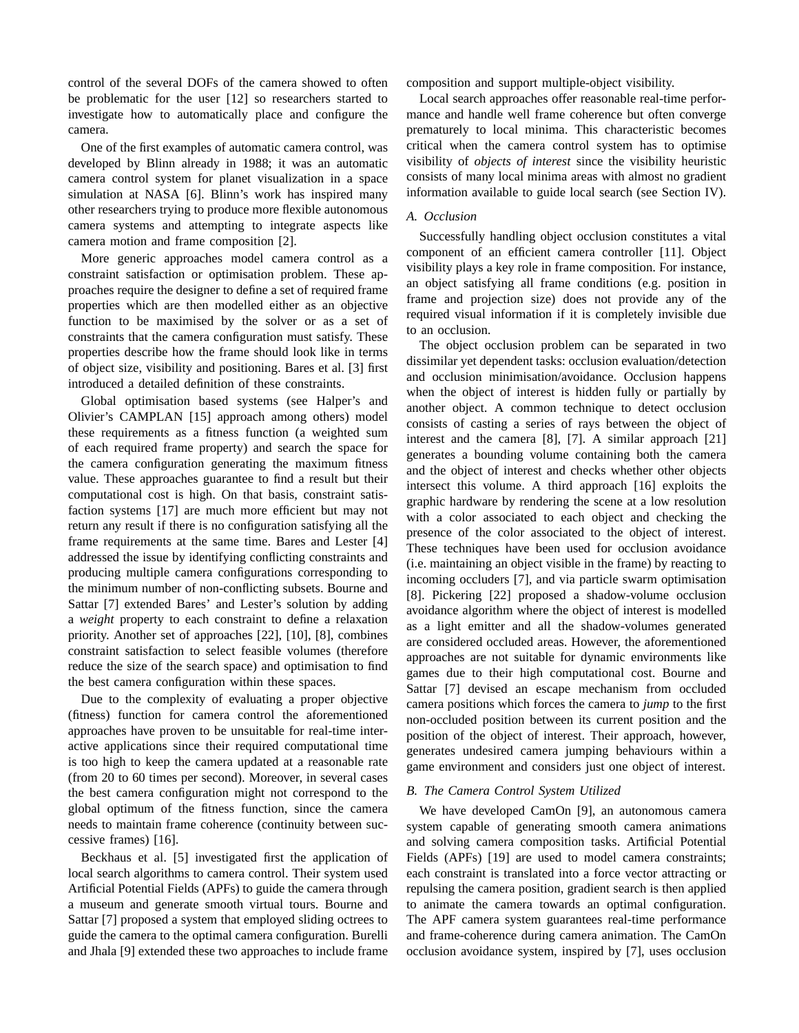control of the several DOFs of the camera showed to often be problematic for the user [12] so researchers started to investigate how to automatically place and configure the camera.

One of the first examples of automatic camera control, was developed by Blinn already in 1988; it was an automatic camera control system for planet visualization in a space simulation at NASA [6]. Blinn's work has inspired many other researchers trying to produce more flexible autonomous camera systems and attempting to integrate aspects like camera motion and frame composition [2].

More generic approaches model camera control as a constraint satisfaction or optimisation problem. These approaches require the designer to define a set of required frame properties which are then modelled either as an objective function to be maximised by the solver or as a set of constraints that the camera configuration must satisfy. These properties describe how the frame should look like in terms of object size, visibility and positioning. Bares et al. [3] first introduced a detailed definition of these constraints.

Global optimisation based systems (see Halper's and Olivier's CAMPLAN [15] approach among others) model these requirements as a fitness function (a weighted sum of each required frame property) and search the space for the camera configuration generating the maximum fitness value. These approaches guarantee to find a result but their computational cost is high. On that basis, constraint satisfaction systems [17] are much more efficient but may not return any result if there is no configuration satisfying all the frame requirements at the same time. Bares and Lester [4] addressed the issue by identifying conflicting constraints and producing multiple camera configurations corresponding to the minimum number of non-conflicting subsets. Bourne and Sattar [7] extended Bares' and Lester's solution by adding a *weight* property to each constraint to define a relaxation priority. Another set of approaches [22], [10], [8], combines constraint satisfaction to select feasible volumes (therefore reduce the size of the search space) and optimisation to find the best camera configuration within these spaces.

Due to the complexity of evaluating a proper objective (fitness) function for camera control the aforementioned approaches have proven to be unsuitable for real-time interactive applications since their required computational time is too high to keep the camera updated at a reasonable rate (from 20 to 60 times per second). Moreover, in several cases the best camera configuration might not correspond to the global optimum of the fitness function, since the camera needs to maintain frame coherence (continuity between successive frames) [16].

Beckhaus et al. [5] investigated first the application of local search algorithms to camera control. Their system used Artificial Potential Fields (APFs) to guide the camera through a museum and generate smooth virtual tours. Bourne and Sattar [7] proposed a system that employed sliding octrees to guide the camera to the optimal camera configuration. Burelli and Jhala [9] extended these two approaches to include frame composition and support multiple-object visibility.

Local search approaches offer reasonable real-time performance and handle well frame coherence but often converge prematurely to local minima. This characteristic becomes critical when the camera control system has to optimise visibility of *objects of interest* since the visibility heuristic consists of many local minima areas with almost no gradient information available to guide local search (see Section IV).

### A. Occlusion

Successfully handling object occlusion constitutes a vital component of an efficient camera controller [11]. Object visibility plays a key role in frame composition. For instance, an object satisfying all frame conditions (e.g. position in frame and projection size) does not provide any of the required visual information if it is completely invisible due to an occlusion.

The object occlusion problem can be separated in two dissimilar yet dependent tasks: occlusion evaluation/detection and occlusion minimisation/avoidance. Occlusion happens when the object of interest is hidden fully or partially by another object. A common technique to detect occlusion consists of casting a series of rays between the object of interest and the camera [8], [7]. A similar approach [21] generates a bounding volume containing both the camera and the object of interest and checks whether other objects intersect this volume. A third approach [16] exploits the graphic hardware by rendering the scene at a low resolution with a color associated to each object and checking the presence of the color associated to the object of interest. These techniques have been used for occlusion avoidance (i.e. maintaining an object visible in the frame) by reacting to incoming occluders [7], and via particle swarm optimisation [8]. Pickering [22] proposed a shadow-volume occlusion avoidance algorithm where the object of interest is modelled as a light emitter and all the shadow-volumes generated are considered occluded areas. However, the aforementioned approaches are not suitable for dynamic environments like games due to their high computational cost. Bourne and Sattar [7] devised an escape mechanism from occluded camera positions which forces the camera to *jump* to the first non-occluded position between its current position and the position of the object of interest. Their approach, however, generates undesired camera jumping behaviours within a game environment and considers just one object of interest.

### B. The Camera Control System Utilized

We have developed CamOn [9], an autonomous camera system capable of generating smooth camera animations and solving camera composition tasks. Artificial Potential Fields (APFs) [19] are used to model camera constraints; each constraint is translated into a force vector attracting or repulsing the camera position, gradient search is then applied to animate the camera towards an optimal configuration. The APF camera system guarantees real-time performance and frame-coherence during camera animation. The CamOn occlusion avoidance system, inspired by [7], uses occlusion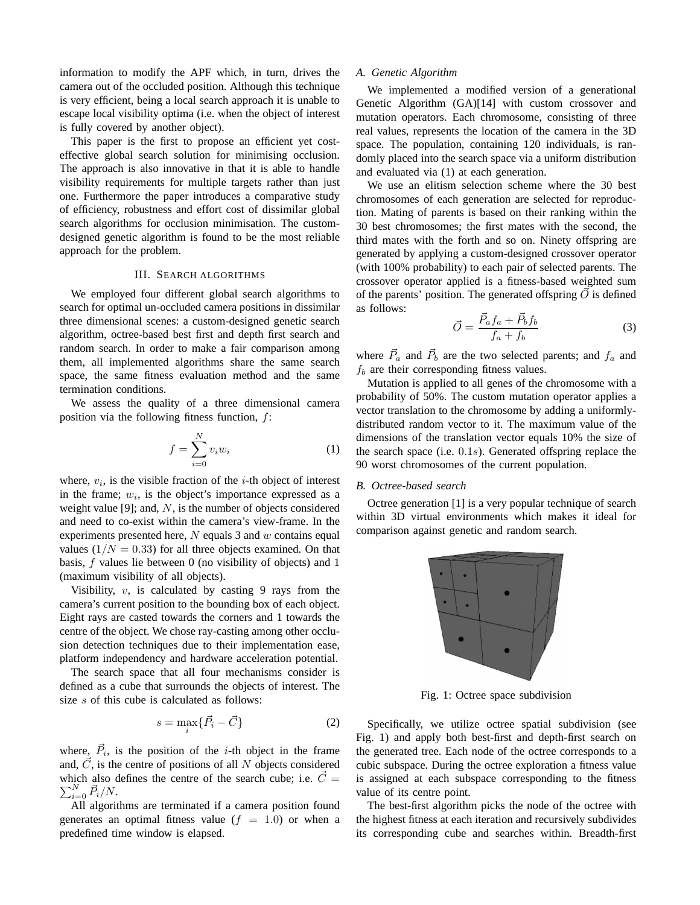information to modify the APF which, in turn, drives the camera out of the occluded position. Although this technique is very efficient, being a local search approach it is unable to escape local visibility optima (i.e. when the object of interest is fully covered by another object).

This paper is the first to propose an efficient yet cost-effective global search solution for minimising occlusion. The approach is also innovative in that it is able to handle visibility requirements for multiple targets rather than just one. Furthermore the paper introduces a comparative study of efficiency, robustness and effort cost of dissimilar global search algorithms for occlusion minimisation. The custom-designed genetic algorithm is found to be the most reliable approach for the problem.

## III. Search algorithms

We employed four different global search algorithms to search for optimal un-occluded camera positions in dissimilar three dimensional scenes: a custom-designed genetic search algorithm, octree-based best first and depth first search and random search. In order to make a fair comparison among them, all implemented algorithms share the same search space, the same fitness evaluation method and the same termination conditions.

We assess the quality of a three dimensional camera position via the following fitness function, $f$:

$$f = \sum_{i=0}^{N} v_i w_i \tag{1}$$

where, $v_i$, is the visible fraction of the $i$-th object of interest in the frame; $w_i$, is the object's importance expressed as a weight value [9]; and, $N$, is the number of objects considered and need to co-exist within the camera's view-frame. In the experiments presented here, $N$ equals 3 and $w$ contains equal values ($1/N = 0.33$) for all three objects examined. On that basis, $f$ values lie between 0 (no visibility of objects) and 1 (maximum visibility of all objects).

Visibility, $v$, is calculated by casting 9 rays from the camera's current position to the bounding box of each object. Eight rays are casted towards the corners and 1 towards the centre of the object. We chose ray-casting among other occlusion detection techniques due to their implementation ease, platform independency and hardware acceleration potential.

The search space that all four mechanisms consider is defined as a cube that surrounds the objects of interest. The size $s$ of this cube is calculated as follows:

$$s = \max_i \{\vec{P}_i - \vec{C}\} \tag{2}$$

where, $\vec{P}_i$, is the position of the $i$-th object in the frame and, $\vec{C}$, is the centre of positions of all $N$ objects considered which also defines the centre of the search cube; i.e. $\vec{C} = \sum_{i=0}^{N} \vec{P}_i / N$.

All algorithms are terminated if a camera position found generates an optimal fitness value ($f = 1.0$) or when a predefined time window is elapsed.

### A. Genetic Algorithm

We implemented a modified version of a generational Genetic Algorithm (GA)[14] with custom crossover and mutation operators. Each chromosome, consisting of three real values, represents the location of the camera in the 3D space. The population, containing 120 individuals, is randomly placed into the search space via a uniform distribution and evaluated via (1) at each generation.

We use an elitism selection scheme where the 30 best chromosomes of each generation are selected for reproduction. Mating of parents is based on their ranking within the 30 best chromosomes; the first mates with the second, the third mates with the forth and so on. Ninety offspring are generated by applying a custom-designed crossover operator (with 100% probability) to each pair of selected parents. The crossover operator applied is a fitness-based weighted sum of the parents' position. The generated offspring $\vec{O}$ is defined as follows:

$$\vec{O} = \frac{\vec{P}_a f_a + \vec{P}_b f_b}{f_a + f_b} \tag{3}$$

where $\vec{P}_a$ and $\vec{P}_b$ are the two selected parents; and $f_a$ and $f_b$ are their corresponding fitness values.

Mutation is applied to all genes of the chromosome with a probability of 50%. The custom mutation operator applies a vector translation to the chromosome by adding a uniformly-distributed random vector to it. The maximum value of the dimensions of the translation vector equals 10% the size of the search space (i.e. $0.1s$). Generated offspring replace the 90 worst chromosomes of the current population.

### B. Octree-based search

Octree generation [1] is a very popular technique of search within 3D virtual environments which makes it ideal for comparison against genetic and random search.

Fig. 1: Octree space subdivision

Specifically, we utilize octree spatial subdivision (see Fig. 1) and apply both best-first and depth-first search on the generated tree. Each node of the octree corresponds to a cubic subspace. During the octree exploration a fitness value is assigned at each subspace corresponding to the fitness value of its centre point.

The best-first algorithm picks the node of the octree with the highest fitness at each iteration and recursively subdivides its corresponding cube and searches within. Breadth-first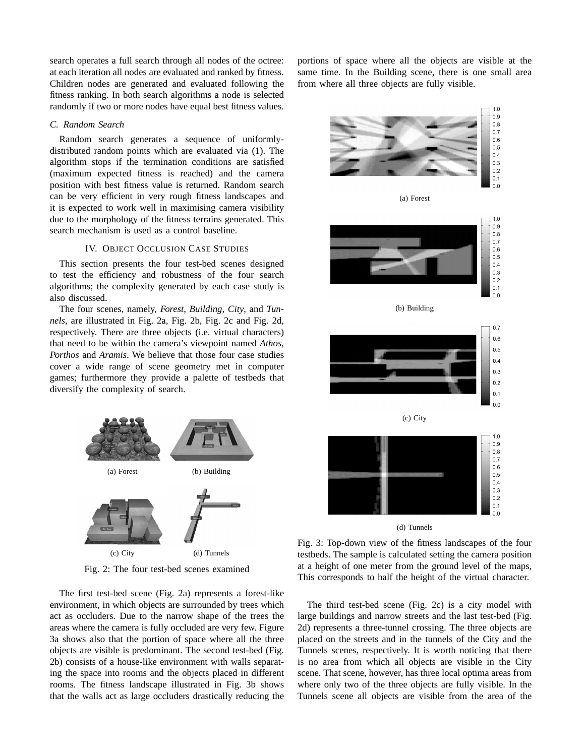search operates a full search through all nodes of the octree: at each iteration all nodes are evaluated and ranked by fitness. Children nodes are generated and evaluated following the fitness ranking. In both search algorithms a node is selected randomly if two or more nodes have equal best fitness values.

### C. Random Search

Random search generates a sequence of uniformly-distributed random points which are evaluated via (1). The algorithm stops if the termination conditions are satisfied (maximum expected fitness is reached) and the camera position with best fitness value is returned. Random search can be very efficient in very rough fitness landscapes and it is expected to work well in maximising camera visibility due to the morphology of the fitness terrains generated. This search mechanism is used as a control baseline.

## IV. Object Occlusion Case Studies

This section presents the four test-bed scenes designed to test the efficiency and robustness of the four search algorithms; the complexity generated by each case study is also discussed.

The four scenes, namely, *Forest*, *Building*, *City*, and *Tunnels*, are illustrated in Fig. 2a, Fig. 2b, Fig. 2c and Fig. 2d, respectively. There are three objects (i.e. virtual characters) that need to be within the camera's viewpoint named *Athos*, *Porthos* and *Aramis*. We believe that those four case studies cover a wide range of scene geometry met in computer games; furthermore they provide a palette of testbeds that diversify the complexity of search.

(a) Forest (b) Building

(c) City (d) Tunnels

Fig. 2: The four test-bed scenes examined

The first test-bed scene (Fig. 2a) represents a forest-like environment, in which objects are surrounded by trees which act as occluders. Due to the narrow shape of the trees the areas where the camera is fully occluded are very few. Figure 3a shows also that the portion of space where all the three objects are visible is predominant. The second test-bed (Fig. 2b) consists of a house-like environment with walls separating the space into rooms and the objects placed in different rooms. The fitness landscape illustrated in Fig. 3b shows that the walls act as large occluders drastically reducing the portions of space where all the objects are visible at the same time. In the Building scene, there is one small area from where all three objects are fully visible.

(a) Forest

(b) Building

(c) City

(d) Tunnels

Fig. 3: Top-down view of the fitness landscapes of the four testbeds. The sample is calculated setting the camera position at a height of one meter from the ground level of the maps, This corresponds to half the height of the virtual character.

The third test-bed scene (Fig. 2c) is a city model with large buildings and narrow streets and the last test-bed (Fig. 2d) represents a three-tunnel crossing. The three objects are placed on the streets and in the tunnels of the City and the Tunnels scenes, respectively. It is worth noticing that there is no area from which all objects are visible in the City scene. That scene, however, has three local optima areas from where only two of the three objects are fully visible. In the Tunnels scene all objects are visible from the area of the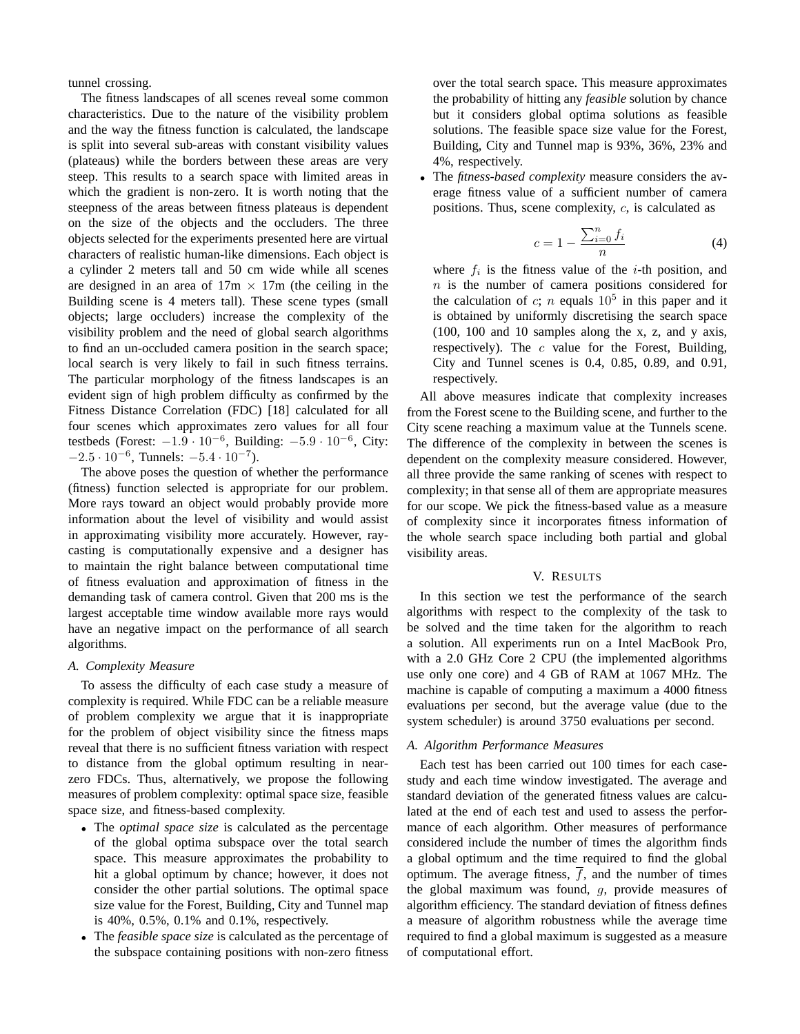tunnel crossing.

The fitness landscapes of all scenes reveal some common characteristics. Due to the nature of the visibility problem and the way the fitness function is calculated, the landscape is split into several sub-areas with constant visibility values (plateaus) while the borders between these areas are very steep. This results to a search space with limited areas in which the gradient is non-zero. It is worth noting that the steepness of the areas between fitness plateaus is dependent on the size of the objects and the occluders. The three objects selected for the experiments presented here are virtual characters of realistic human-like dimensions. Each object is a cylinder 2 meters tall and 50 cm wide while all scenes are designed in an area of 17m $\times$ 17m (the ceiling in the Building scene is 4 meters tall). These scene types (small objects; large occluders) increase the complexity of the visibility problem and the need of global search algorithms to find an un-occluded camera position in the search space; local search is very likely to fail in such fitness terrains. The particular morphology of the fitness landscapes is an evident sign of high problem difficulty as confirmed by the Fitness Distance Correlation (FDC) [18] calculated for all four scenes which approximates zero values for all four testbeds (Forest: $-1.9 \cdot 10^{-6}$, Building: $-5.9 \cdot 10^{-6}$, City: $-2.5 \cdot 10^{-6}$, Tunnels: $-5.4 \cdot 10^{-7}$).

The above poses the question of whether the performance (fitness) function selected is appropriate for our problem. More rays toward an object would probably provide more information about the level of visibility and would assist in approximating visibility more accurately. However, ray-casting is computationally expensive and a designer has to maintain the right balance between computational time of fitness evaluation and approximation of fitness in the demanding task of camera control. Given that 200 ms is the largest acceptable time window available more rays would have an negative impact on the performance of all search algorithms.

### A. Complexity Measure

To assess the difficulty of each case study a measure of complexity is required. While FDC can be a reliable measure of problem complexity we argue that it is inappropriate for the problem of object visibility since the fitness maps reveal that there is no sufficient fitness variation with respect to distance from the global optimum resulting in near-zero FDCs. Thus, alternatively, we propose the following measures of problem complexity: optimal space size, feasible space size, and fitness-based complexity.

- The *optimal space size* is calculated as the percentage of the global optima subspace over the total search space. This measure approximates the probability to hit a global optimum by chance; however, it does not consider the other partial solutions. The optimal space size value for the Forest, Building, City and Tunnel map is 40%, 0.5%, 0.1% and 0.1%, respectively.
- The *feasible space size* is calculated as the percentage of the subspace containing positions with non-zero fitness over the total search space. This measure approximates the probability of hitting any *feasible* solution by chance but it considers global optima solutions as feasible solutions. The feasible space size value for the Forest, Building, City and Tunnel map is 93%, 36%, 23% and 4%, respectively.
- The *fitness-based complexity* measure considers the average fitness value of a sufficient number of camera positions. Thus, scene complexity, $c$, is calculated as

$$c = 1 - \frac{\sum_{i=0}^{n} f_i}{n} \tag{4}$$

  where $f_i$ is the fitness value of the $i$-th position, and $n$ is the number of camera positions considered for the calculation of $c$; $n$ equals $10^5$ in this paper and it is obtained by uniformly discretising the search space (100, 100 and 10 samples along the x, z, and y axis, respectively). The $c$ value for the Forest, Building, City and Tunnel scenes is 0.4, 0.85, 0.89, and 0.91, respectively.

All above measures indicate that complexity increases from the Forest scene to the Building scene, and further to the City scene reaching a maximum value at the Tunnels scene. The difference of the complexity in between the scenes is dependent on the complexity measure considered. However, all three provide the same ranking of scenes with respect to complexity; in that sense all of them are appropriate measures for our scope. We pick the fitness-based value as a measure of complexity since it incorporates fitness information of the whole search space including both partial and global visibility areas.

## V. Results

In this section we test the performance of the search algorithms with respect to the complexity of the task to be solved and the time taken for the algorithm to reach a solution. All experiments run on a Intel MacBook Pro, with a 2.0 GHz Core 2 CPU (the implemented algorithms use only one core) and 4 GB of RAM at 1067 MHz. The machine is capable of computing a maximum a 4000 fitness evaluations per second, but the average value (due to the system scheduler) is around 3750 evaluations per second.

### A. Algorithm Performance Measures

Each test has been carried out 100 times for each case-study and each time window investigated. The average and standard deviation of the generated fitness values are calculated at the end of each test and used to assess the performance of each algorithm. Other measures of performance considered include the number of times the algorithm finds a global optimum and the time required to find the global optimum. The average fitness, $\overline{f}$, and the number of times the global maximum was found, $g$, provide measures of algorithm efficiency. The standard deviation of fitness defines a measure of algorithm robustness while the average time required to find a global maximum is suggested as a measure of computational effort.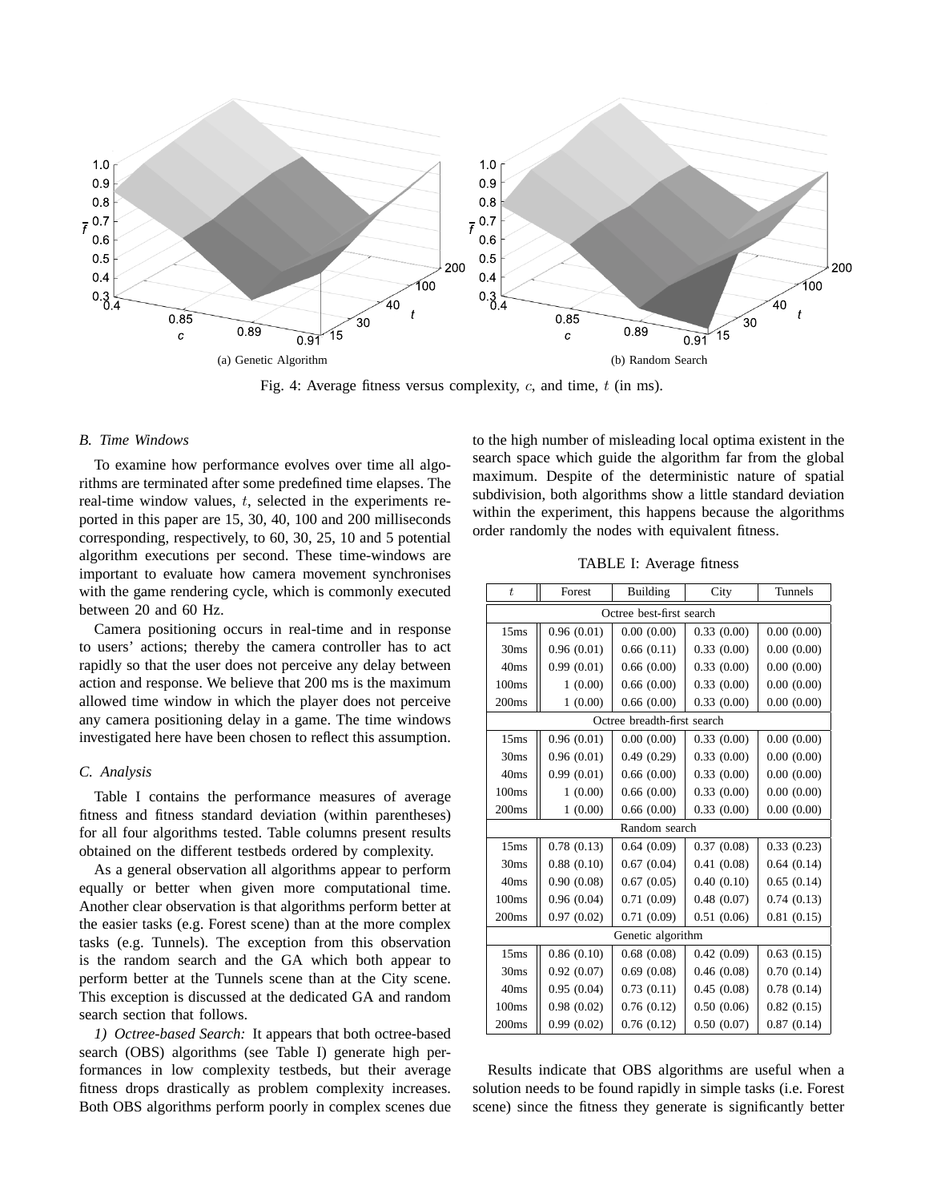(a) Genetic Algorithm

(b) Random Search

Fig. 4: Average fitness versus complexity, $c$, and time, $t$ (in ms).

### B. Time Windows

To examine how performance evolves over time all algorithms are terminated after some predefined time elapses. The real-time window values, $t$, selected in the experiments reported in this paper are 15, 30, 40, 100 and 200 milliseconds corresponding, respectively, to 60, 30, 25, 10 and 5 potential algorithm executions per second. These time-windows are important to evaluate how camera movement synchronises with the game rendering cycle, which is commonly executed between 20 and 60 Hz.

Camera positioning occurs in real-time and in response to users' actions; thereby the camera controller has to act rapidly so that the user does not perceive any delay between action and response. We believe that 200 ms is the maximum allowed time window in which the player does not perceive any camera positioning delay in a game. The time windows investigated here have been chosen to reflect this assumption.

### C. Analysis

Table I contains the performance measures of average fitness and fitness standard deviation (within parentheses) for all four algorithms tested. Table columns present results obtained on the different testbeds ordered by complexity.

As a general observation all algorithms appear to perform equally or better when given more computational time. Another clear observation is that algorithms perform better at the easier tasks (e.g. Forest scene) than at the more complex tasks (e.g. Tunnels). The exception from this observation is the random search and the GA which both appear to perform better at the Tunnels scene than at the City scene. This exception is discussed at the dedicated GA and random search section that follows.

*1) Octree-based Search:* It appears that both octree-based search (OBS) algorithms (see Table I) generate high performances in low complexity testbeds, but their average fitness drops drastically as problem complexity increases. Both OBS algorithms perform poorly in complex scenes due to the high number of misleading local optima existent in the search space which guide the algorithm far from the global maximum. Despite of the deterministic nature of spatial subdivision, both algorithms show a little standard deviation within the experiment, this happens because the algorithms order randomly the nodes with equivalent fitness.

TABLE I: Average fitness

| $t$ | Forest | Building | City | Tunnels |
|---|---|---|---|---|
| Octree best-first search | | | | |
| 15ms | 0.96 (0.01) | 0.00 (0.00) | 0.33 (0.00) | 0.00 (0.00) |
| 30ms | 0.96 (0.01) | 0.66 (0.11) | 0.33 (0.00) | 0.00 (0.00) |
| 40ms | 0.99 (0.01) | 0.66 (0.00) | 0.33 (0.00) | 0.00 (0.00) |
| 100ms | 1 (0.00) | 0.66 (0.00) | 0.33 (0.00) | 0.00 (0.00) |
| 200ms | 1 (0.00) | 0.66 (0.00) | 0.33 (0.00) | 0.00 (0.00) |
| Octree breadth-first search | | | | |
| 15ms | 0.96 (0.01) | 0.00 (0.00) | 0.33 (0.00) | 0.00 (0.00) |
| 30ms | 0.96 (0.01) | 0.49 (0.29) | 0.33 (0.00) | 0.00 (0.00) |
| 40ms | 0.99 (0.01) | 0.66 (0.00) | 0.33 (0.00) | 0.00 (0.00) |
| 100ms | 1 (0.00) | 0.66 (0.00) | 0.33 (0.00) | 0.00 (0.00) |
| 200ms | 1 (0.00) | 0.66 (0.00) | 0.33 (0.00) | 0.00 (0.00) |
| Random search | | | | |
| 15ms | 0.78 (0.13) | 0.64 (0.09) | 0.37 (0.08) | 0.33 (0.23) |
| 30ms | 0.88 (0.10) | 0.67 (0.04) | 0.41 (0.08) | 0.64 (0.14) |
| 40ms | 0.90 (0.08) | 0.67 (0.05) | 0.40 (0.10) | 0.65 (0.14) |
| 100ms | 0.96 (0.04) | 0.71 (0.09) | 0.48 (0.07) | 0.74 (0.13) |
| 200ms | 0.97 (0.02) | 0.71 (0.09) | 0.51 (0.06) | 0.81 (0.15) |
| Genetic algorithm | | | | |
| 15ms | 0.86 (0.10) | 0.68 (0.08) | 0.42 (0.09) | 0.63 (0.15) |
| 30ms | 0.92 (0.07) | 0.69 (0.08) | 0.46 (0.08) | 0.70 (0.14) |
| 40ms | 0.95 (0.04) | 0.73 (0.11) | 0.45 (0.08) | 0.78 (0.14) |
| 100ms | 0.98 (0.02) | 0.76 (0.12) | 0.50 (0.06) | 0.82 (0.15) |
| 200ms | 0.99 (0.02) | 0.76 (0.12) | 0.50 (0.07) | 0.87 (0.14) |

Results indicate that OBS algorithms are useful when a solution needs to be found rapidly in simple tasks (i.e. Forest scene) since the fitness they generate is significantly better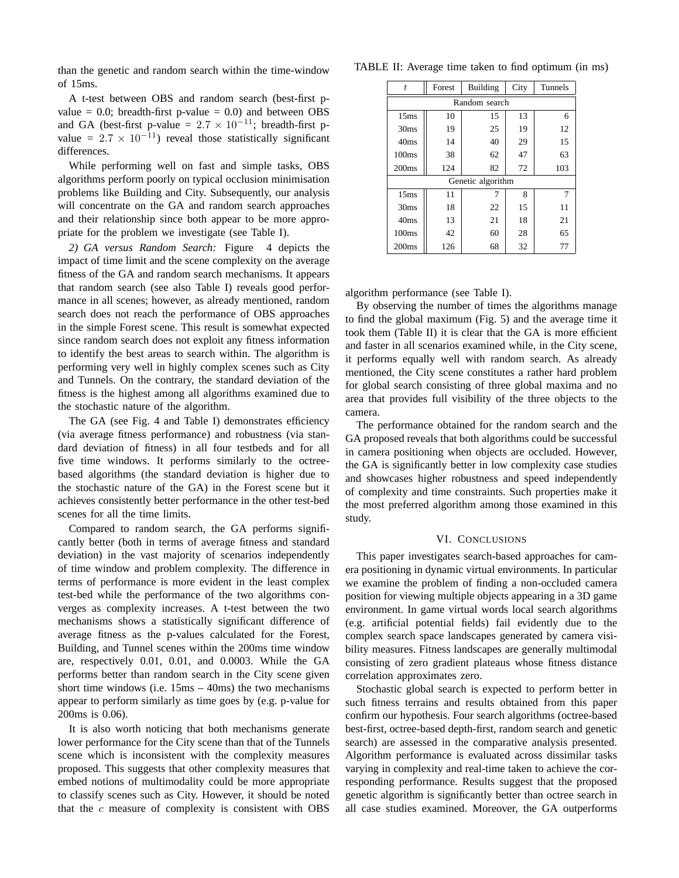than the genetic and random search within the time-window of 15ms.

A t-test between OBS and random search (best-first p-value = 0.0; breadth-first p-value = 0.0) and between OBS and GA (best-first p-value = $2.7 \times 10^{-11}$; breadth-first p-value = $2.7 \times 10^{-11}$) reveal those statistically significant differences.

While performing well on fast and simple tasks, OBS algorithms perform poorly on typical occlusion minimisation problems like Building and City. Subsequently, our analysis will concentrate on the GA and random search approaches and their relationship since both appear to be more appropriate for the problem we investigate (see Table I).

*2) GA versus Random Search:* Figure 4 depicts the impact of time limit and the scene complexity on the average fitness of the GA and random search mechanisms. It appears that random search (see also Table I) reveals good performance in all scenes; however, as already mentioned, random search does not reach the performance of OBS approaches in the simple Forest scene. This result is somewhat expected since random search does not exploit any fitness information to identify the best areas to search within. The algorithm is performing very well in highly complex scenes such as City and Tunnels. On the contrary, the standard deviation of the fitness is the highest among all algorithms examined due to the stochastic nature of the algorithm.

The GA (see Fig. 4 and Table I) demonstrates efficiency (via average fitness performance) and robustness (via standard deviation of fitness) in all four testbeds and for all five time windows. It performs similarly to the octree-based algorithms (the standard deviation is higher due to the stochastic nature of the GA) in the Forest scene but it achieves consistently better performance in the other test-bed scenes for all the time limits.

Compared to random search, the GA performs significantly better (both in terms of average fitness and standard deviation) in the vast majority of scenarios independently of time window and problem complexity. The difference in terms of performance is more evident in the least complex test-bed while the performance of the two algorithms converges as complexity increases. A t-test between the two mechanisms shows a statistically significant difference of average fitness as the p-values calculated for the Forest, Building, and Tunnel scenes within the 200ms time window are, respectively 0.01, 0.01, and 0.0003. While the GA performs better than random search in the City scene given short time windows (i.e. 15ms – 40ms) the two mechanisms appear to perform similarly as time goes by (e.g. p-value for 200ms is 0.06).

It is also worth noticing that both mechanisms generate lower performance for the City scene than that of the Tunnels scene which is inconsistent with the complexity measures proposed. This suggests that other complexity measures that embed notions of multimodality could be more appropriate to classify scenes such as City. However, it should be noted that the $c$ measure of complexity is consistent with OBS algorithm performance (see Table I).

TABLE II: Average time taken to find optimum (in ms)

| $t$ | Forest | Building | City | Tunnels |
|---|---|---|---|---|
| Random search | | | | |
| 15ms | 10 | 15 | 13 | 6 |
| 30ms | 19 | 25 | 19 | 12 |
| 40ms | 14 | 40 | 29 | 15 |
| 100ms | 38 | 62 | 47 | 63 |
| 200ms | 124 | 82 | 72 | 103 |
| Genetic algorithm | | | | |
| 15ms | 11 | 7 | 8 | 7 |
| 30ms | 18 | 22 | 15 | 11 |
| 40ms | 13 | 21 | 18 | 21 |
| 100ms | 42 | 60 | 28 | 65 |
| 200ms | 126 | 68 | 32 | 77 |

By observing the number of times the algorithms manage to find the global maximum (Fig. 5) and the average time it took them (Table II) it is clear that the GA is more efficient and faster in all scenarios examined while, in the City scene, it performs equally well with random search. As already mentioned, the City scene constitutes a rather hard problem for global search consisting of three global maxima and no area that provides full visibility of the three objects to the camera.

The performance obtained for the random search and the GA proposed reveals that both algorithms could be successful in camera positioning when objects are occluded. However, the GA is significantly better in low complexity case studies and showcases higher robustness and speed independently of complexity and time constraints. Such properties make it the most preferred algorithm among those examined in this study.

## VI. Conclusions

This paper investigates search-based approaches for camera positioning in dynamic virtual environments. In particular we examine the problem of finding a non-occluded camera position for viewing multiple objects appearing in a 3D game environment. In game virtual words local search algorithms (e.g. artificial potential fields) fail evidently due to the complex search space landscapes generated by camera visibility measures. Fitness landscapes are generally multimodal consisting of zero gradient plateaus whose fitness distance correlation approximates zero.

Stochastic global search is expected to perform better in such fitness terrains and results obtained from this paper confirm our hypothesis. Four search algorithms (octree-based best-first, octree-based depth-first, random search and genetic search) are assessed in the comparative analysis presented. Algorithm performance is evaluated across dissimilar tasks varying in complexity and real-time taken to achieve the corresponding performance. Results suggest that the proposed genetic algorithm is significantly better than octree search in all case studies examined. Moreover, the GA outperforms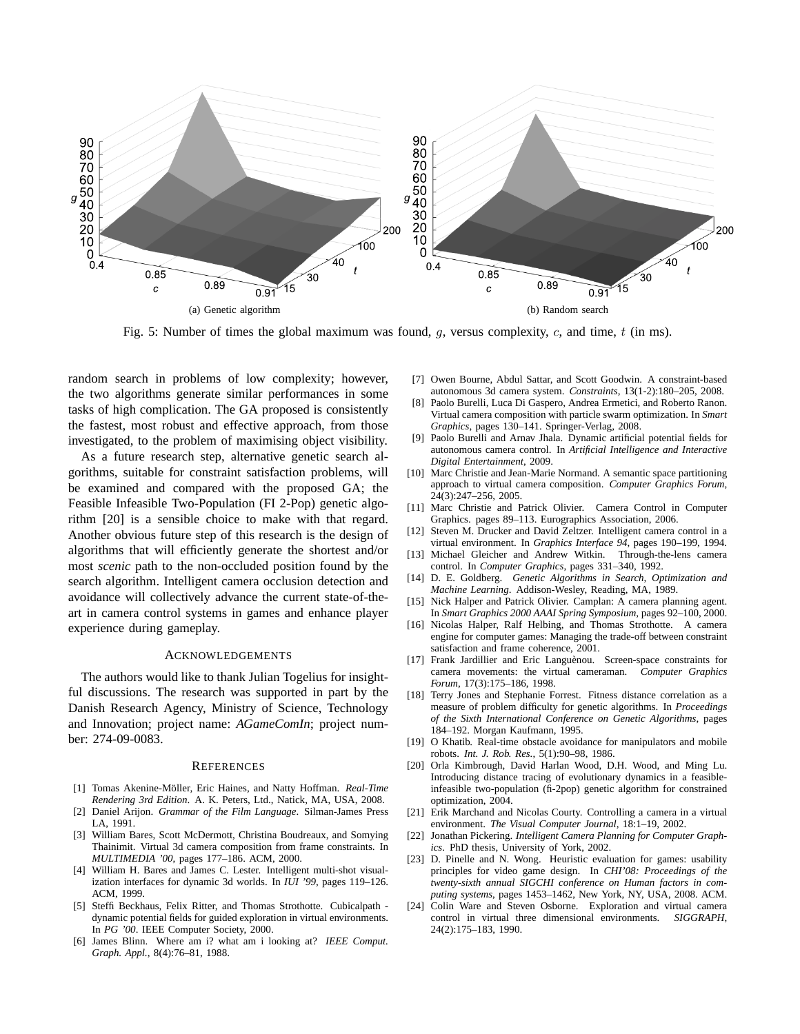90
80
70
60
50
$g$ 40
30
20
10
0
0.4
0.85
$c$
0.89
0.91
15
30
40
100
200
$t$

(a) Genetic algorithm

90
80
70
60
50
$g$ 40
30
20
10
0
0.4
0.85
$c$
0.89
0.91
15
30
40
100
200
$t$

(b) Random search

Fig. 5: Number of times the global maximum was found, $g$, versus complexity, $c$, and time, $t$ (in ms).

random search in problems of low complexity; however, the two algorithms generate similar performances in some tasks of high complication. The GA proposed is consistently the fastest, most robust and effective approach, from those investigated, to the problem of maximising object visibility.

As a future research step, alternative genetic search algorithms, suitable for constraint satisfaction problems, will be examined and compared with the proposed GA; the Feasible Infeasible Two-Population (FI 2-Pop) genetic algorithm [20] is a sensible choice to make with that regard. Another obvious future step of this research is the design of algorithms that will efficiently generate the shortest and/or most *scenic* path to the non-occluded position found by the search algorithm. Intelligent camera occlusion detection and avoidance will collectively advance the current state-of-the-art in camera control systems in games and enhance player experience during gameplay.

## Acknowledgements

The authors would like to thank Julian Togelius for insightful discussions. The research was supported in part by the Danish Research Agency, Ministry of Science, Technology and Innovation; project name: *AGameComIn*; project number: 274-09-0083.

## References

[1] Tomas Akenine-Möller, Eric Haines, and Natty Hoffman. *Real-Time Rendering 3rd Edition*. A. K. Peters, Ltd., Natick, MA, USA, 2008.

[2] Daniel Arijon. *Grammar of the Film Language*. Silman-James Press LA, 1991.

[3] William Bares, Scott McDermott, Christina Boudreaux, and Somying Thainimit. Virtual 3d camera composition from frame constraints. In *MULTIMEDIA '00*, pages 177–186. ACM, 2000.

[4] William H. Bares and James C. Lester. Intelligent multi-shot visualization interfaces for dynamic 3d worlds. In *IUI '99*, pages 119–126. ACM, 1999.

[5] Steffi Beckhaus, Felix Ritter, and Thomas Strothotte. Cubicalpath - dynamic potential fields for guided exploration in virtual environments. In *PG '00*. IEEE Computer Society, 2000.

[6] James Blinn. Where am i? what am i looking at? *IEEE Comput. Graph. Appl.*, 8(4):76–81, 1988.

[7] Owen Bourne, Abdul Sattar, and Scott Goodwin. A constraint-based autonomous 3d camera system. *Constraints*, 13(1-2):180–205, 2008.

[8] Paolo Burelli, Luca Di Gaspero, Andrea Ermetici, and Roberto Ranon. Virtual camera composition with particle swarm optimization. In *Smart Graphics*, pages 130–141. Springer-Verlag, 2008.

[9] Paolo Burelli and Arnav Jhala. Dynamic artificial potential fields for autonomous camera control. In *Artificial Intelligence and Interactive Digital Entertainment*, 2009.

[10] Marc Christie and Jean-Marie Normand. A semantic space partitioning approach to virtual camera composition. *Computer Graphics Forum*, 24(3):247–256, 2005.

[11] Marc Christie and Patrick Olivier. Camera Control in Computer Graphics. pages 89–113. Eurographics Association, 2006.

[12] Steven M. Drucker and David Zeltzer. Intelligent camera control in a virtual environment. In *Graphics Interface 94*, pages 190–199, 1994.

[13] Michael Gleicher and Andrew Witkin. Through-the-lens camera control. In *Computer Graphics*, pages 331–340, 1992.

[14] D. E. Goldberg. *Genetic Algorithms in Search, Optimization and Machine Learning*. Addison-Wesley, Reading, MA, 1989.

[15] Nick Halper and Patrick Olivier. Camplan: A camera planning agent. In *Smart Graphics 2000 AAAI Spring Symposium*, pages 92–100, 2000.

[16] Nicolas Halper, Ralf Helbing, and Thomas Strothotte. A camera engine for computer games: Managing the trade-off between constraint satisfaction and frame coherence, 2001.

[17] Frank Jardillier and Eric Languènou. Screen-space constraints for camera movements: the virtual cameraman. *Computer Graphics Forum*, 17(3):175–186, 1998.

[18] Terry Jones and Stephanie Forrest. Fitness distance correlation as a measure of problem difficulty for genetic algorithms. In *Proceedings of the Sixth International Conference on Genetic Algorithms*, pages 184–192. Morgan Kaufmann, 1995.

[19] O Khatib. Real-time obstacle avoidance for manipulators and mobile robots. *Int. J. Rob. Res.*, 5(1):90–98, 1986.

[20] Orla Kimbrough, David Harlan Wood, D.H. Wood, and Ming Lu. Introducing distance tracing of evolutionary dynamics in a feasible-infeasible two-population (fi-2pop) genetic algorithm for constrained optimization, 2004.

[21] Erik Marchand and Nicolas Courty. Controlling a camera in a virtual environment. *The Visual Computer Journal*, 18:1–19, 2002.

[22] Jonathan Pickering. *Intelligent Camera Planning for Computer Graphics*. PhD thesis, University of York, 2002.

[23] D. Pinelle and N. Wong. Heuristic evaluation for games: usability principles for video game design. In *CHI'08: Proceedings of the twenty-sixth annual SIGCHI conference on Human factors in computing systems*, pages 1453–1462, New York, NY, USA, 2008. ACM.

[24] Colin Ware and Steven Osborne. Exploration and virtual camera control in virtual three dimensional environments. *SIGGRAPH*, 24(2):175–183, 1990.